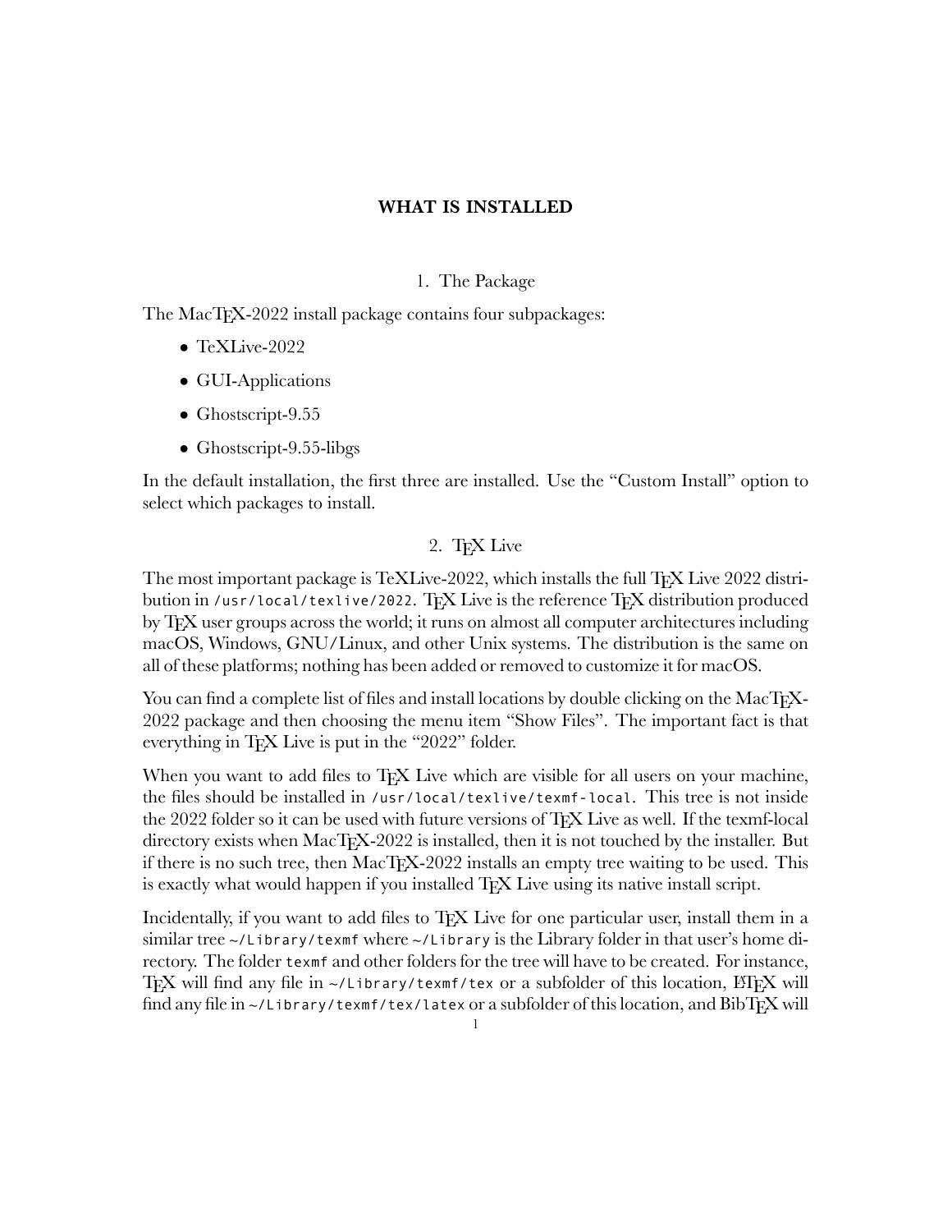# WHAT IS INSTALLED

## 1. The Package

The MacTeX-2022 install package contains four subpackages:

- TeXLive-2022
- GUI-Applications
- Ghostscript-9.55
- Ghostscript-9.55-libgs

In the default installation, the first three are installed. Use the "Custom Install" option to select which packages to install.

## 2. TeX Live

The most important package is TeXLive-2022, which installs the full TeX Live 2022 distribution in `/usr/local/texlive/2022`. TeX Live is the reference TeX distribution produced by TeX user groups across the world; it runs on almost all computer architectures including macOS, Windows, GNU/Linux, and other Unix systems. The distribution is the same on all of these platforms; nothing has been added or removed to customize it for macOS.

You can find a complete list of files and install locations by double clicking on the MacTeX-2022 package and then choosing the menu item "Show Files". The important fact is that everything in TeX Live is put in the "2022" folder.

When you want to add files to TeX Live which are visible for all users on your machine, the files should be installed in `/usr/local/texlive/texmf-local`. This tree is not inside the 2022 folder so it can be used with future versions of TeX Live as well. If the texmf-local directory exists when MacTeX-2022 is installed, then it is not touched by the installer. But if there is no such tree, then MacTeX-2022 installs an empty tree waiting to be used. This is exactly what would happen if you installed TeX Live using its native install script.

Incidentally, if you want to add files to TeX Live for one particular user, install them in a similar tree `~/Library/texmf` where `~/Library` is the Library folder in that user's home directory. The folder `texmf` and other folders for the tree will have to be created. For instance, TeX will find any file in `~/Library/texmf/tex` or a subfolder of this location, LaTeX will find any file in `~/Library/texmf/tex/latex` or a subfolder of this location, and BibTeX will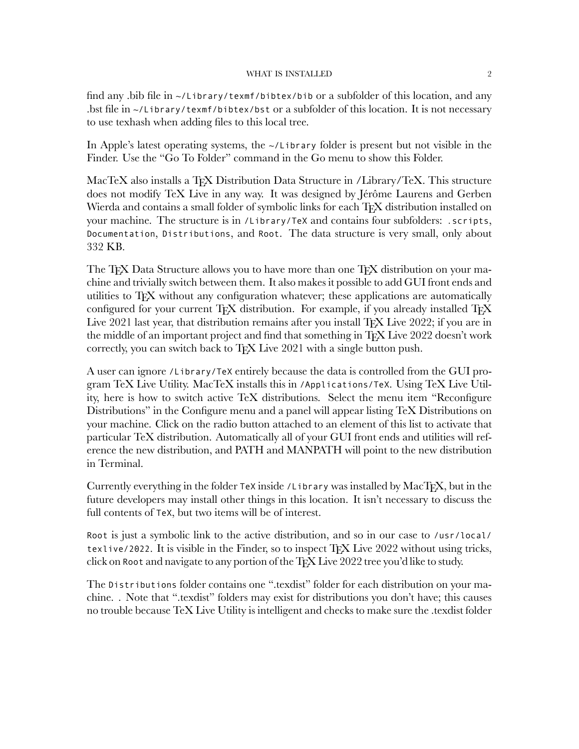find any .bib file in `~/Library/texmf/bibtex/bib` or a subfolder of this location, and any .bst file in `~/Library/texmf/bibtex/bst` or a subfolder of this location. It is not necessary to use texhash when adding files to this local tree.

In Apple's latest operating systems, the `~/Library` folder is present but not visible in the Finder. Use the "Go To Folder" command in the Go menu to show this Folder.

MacTeX also installs a TEX Distribution Data Structure in /Library/TeX. This structure does not modify TeX Live in any way. It was designed by Jérôme Laurens and Gerben Wierda and contains a small folder of symbolic links for each TEX distribution installed on your machine. The structure is in `/Library/TeX` and contains four subfolders: `.scripts`, `Documentation`, `Distributions`, and `Root`. The data structure is very small, only about 332 KB.

The TEX Data Structure allows you to have more than one TEX distribution on your machine and trivially switch between them. It also makes it possible to add GUI front ends and utilities to TEX without any configuration whatever; these applications are automatically configured for your current TEX distribution. For example, if you already installed TEX Live 2021 last year, that distribution remains after you install TEX Live 2022; if you are in the middle of an important project and find that something in TEX Live 2022 doesn't work correctly, you can switch back to TEX Live 2021 with a single button push.

A user can ignore `/Library/TeX` entirely because the data is controlled from the GUI program TeX Live Utility. MacTeX installs this in `/Applications/TeX`. Using TeX Live Utility, here is how to switch active TeX distributions. Select the menu item "Reconfigure Distributions" in the Configure menu and a panel will appear listing TeX Distributions on your machine. Click on the radio button attached to an element of this list to activate that particular TeX distribution. Automatically all of your GUI front ends and utilities will reference the new distribution, and PATH and MANPATH will point to the new distribution in Terminal.

Currently everything in the folder `TeX` inside `/Library` was installed by MacTEX, but in the future developers may install other things in this location. It isn't necessary to discuss the full contents of `TeX`, but two items will be of interest.

`Root` is just a symbolic link to the active distribution, and so in our case to `/usr/local/texlive/2022`. It is visible in the Finder, so to inspect TEX Live 2022 without using tricks, click on `Root` and navigate to any portion of the TEX Live 2022 tree you'd like to study.

The `Distributions` folder contains one ".texdist" folder for each distribution on your machine. . Note that ".texdist" folders may exist for distributions you don't have; this causes no trouble because TeX Live Utility is intelligent and checks to make sure the .texdist folder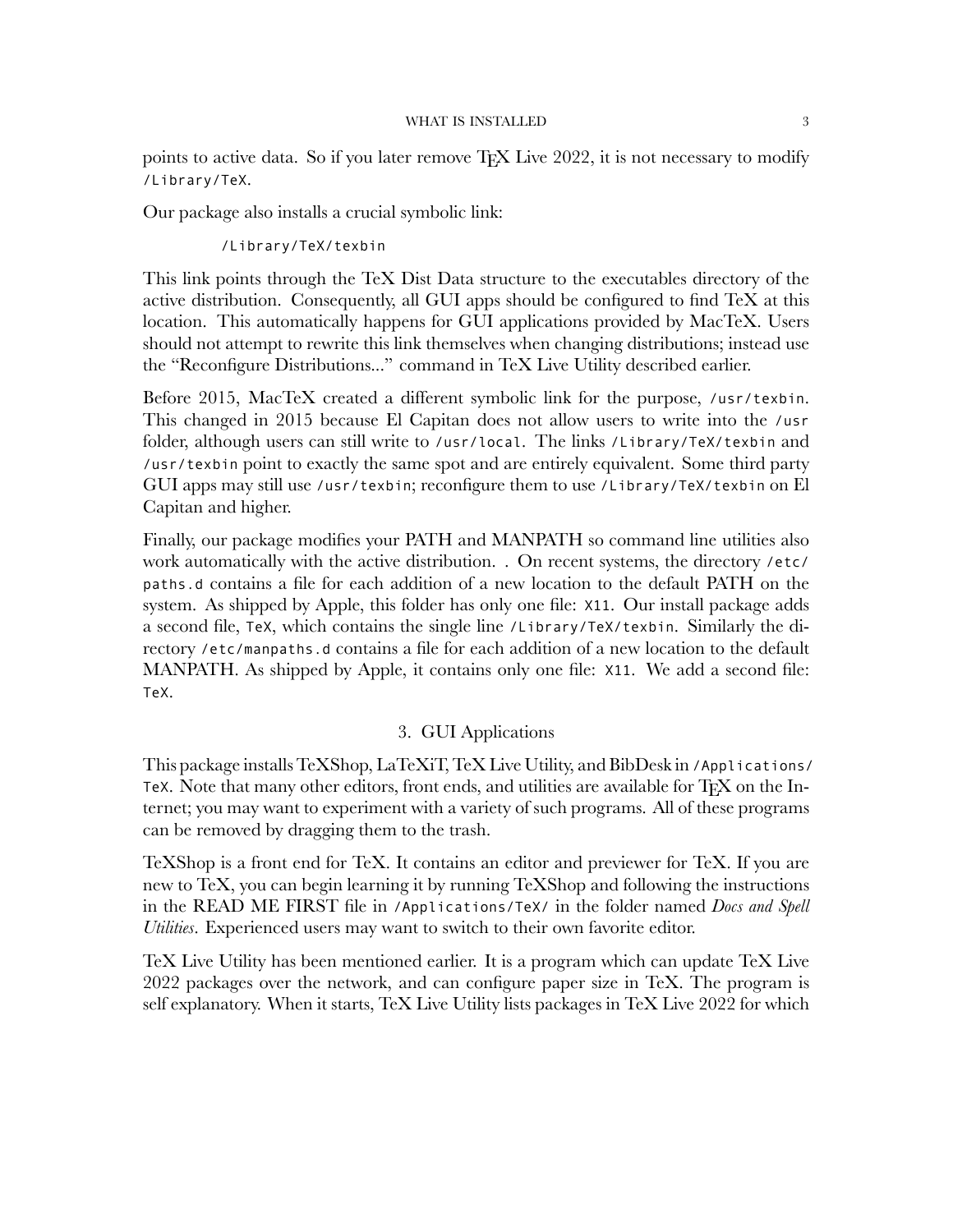points to active data. So if you later remove TeX Live 2022, it is not necessary to modify `/Library/TeX`.

Our package also installs a crucial symbolic link:

```
/Library/TeX/texbin
```

This link points through the TeX Dist Data structure to the executables directory of the active distribution. Consequently, all GUI apps should be configured to find TeX at this location. This automatically happens for GUI applications provided by MacTeX. Users should not attempt to rewrite this link themselves when changing distributions; instead use the "Reconfigure Distributions..." command in TeX Live Utility described earlier.

Before 2015, MacTeX created a different symbolic link for the purpose, `/usr/texbin`. This changed in 2015 because El Capitan does not allow users to write into the `/usr` folder, although users can still write to `/usr/local`. The links `/Library/TeX/texbin` and `/usr/texbin` point to exactly the same spot and are entirely equivalent. Some third party GUI apps may still use `/usr/texbin`; reconfigure them to use `/Library/TeX/texbin` on El Capitan and higher.

Finally, our package modifies your PATH and MANPATH so command line utilities also work automatically with the active distribution. . On recent systems, the directory `/etc/paths.d` contains a file for each addition of a new location to the default PATH on the system. As shipped by Apple, this folder has only one file: `X11`. Our install package adds a second file, `TeX`, which contains the single line `/Library/TeX/texbin`. Similarly the directory `/etc/manpaths.d` contains a file for each addition of a new location to the default MANPATH. As shipped by Apple, it contains only one file: `X11`. We add a second file: `TeX`.

## 3. GUI Applications

This package installs TeXShop, LaTeXiT, TeX Live Utility, and BibDesk in `/Applications/TeX`. Note that many other editors, front ends, and utilities are available for TeX on the Internet; you may want to experiment with a variety of such programs. All of these programs can be removed by dragging them to the trash.

TeXShop is a front end for TeX. It contains an editor and previewer for TeX. If you are new to TeX, you can begin learning it by running TeXShop and following the instructions in the READ ME FIRST file in `/Applications/TeX/` in the folder named *Docs and Spell Utilities*. Experienced users may want to switch to their own favorite editor.

TeX Live Utility has been mentioned earlier. It is a program which can update TeX Live 2022 packages over the network, and can configure paper size in TeX. The program is self explanatory. When it starts, TeX Live Utility lists packages in TeX Live 2022 for which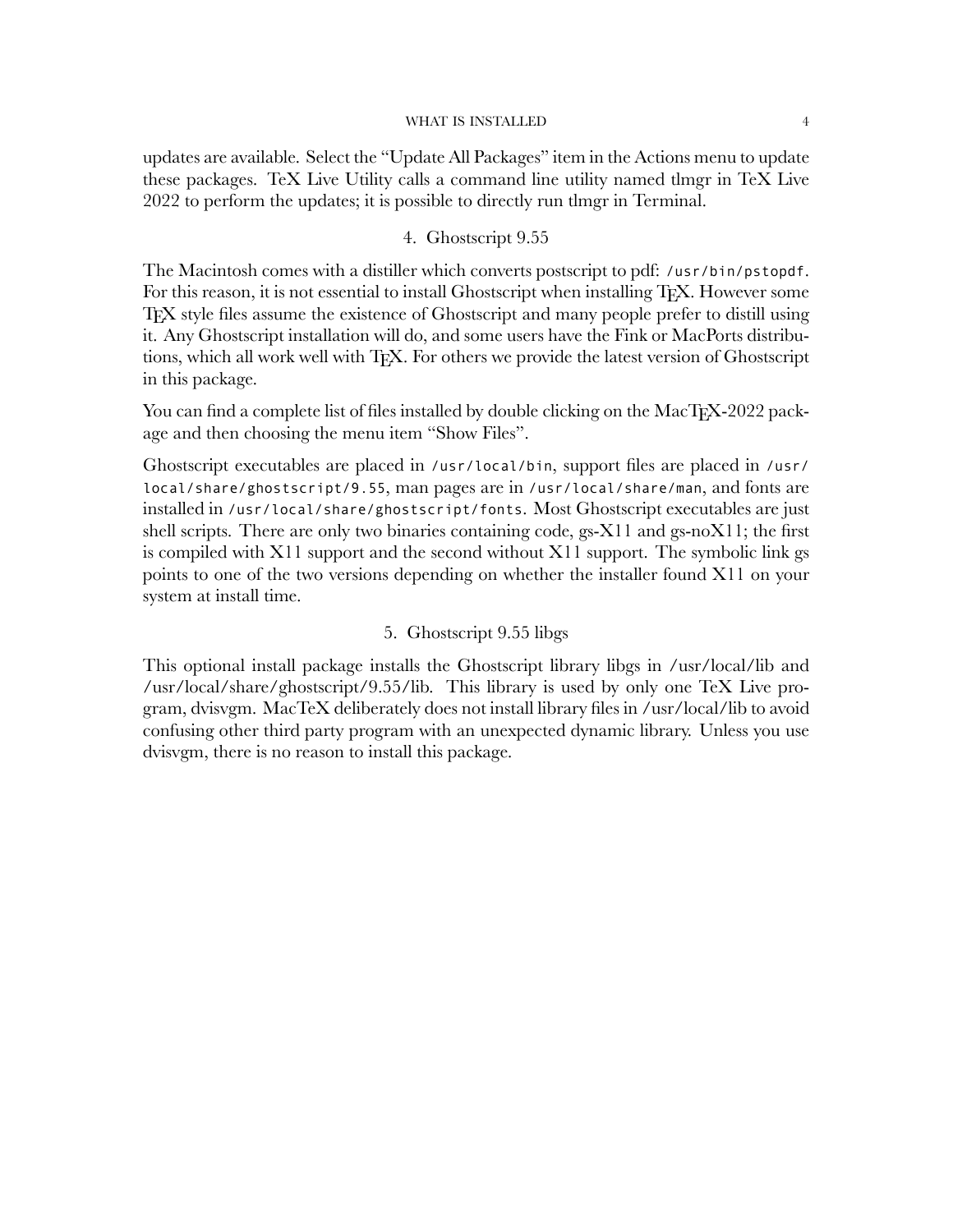updates are available. Select the "Update All Packages" item in the Actions menu to update these packages. TeX Live Utility calls a command line utility named tlmgr in TeX Live 2022 to perform the updates; it is possible to directly run tlmgr in Terminal.

## 4. Ghostscript 9.55

The Macintosh comes with a distiller which converts postscript to pdf: `/usr/bin/pstopdf`. For this reason, it is not essential to install Ghostscript when installing TEX. However some TEX style files assume the existence of Ghostscript and many people prefer to distill using it. Any Ghostscript installation will do, and some users have the Fink or MacPorts distributions, which all work well with TEX. For others we provide the latest version of Ghostscript in this package.

You can find a complete list of files installed by double clicking on the MacTEX-2022 package and then choosing the menu item "Show Files".

Ghostscript executables are placed in `/usr/local/bin`, support files are placed in `/usr/local/share/ghostscript/9.55`, man pages are in `/usr/local/share/man`, and fonts are installed in `/usr/local/share/ghostscript/fonts`. Most Ghostscript executables are just shell scripts. There are only two binaries containing code, gs-X11 and gs-noX11; the first is compiled with X11 support and the second without X11 support. The symbolic link gs points to one of the two versions depending on whether the installer found X11 on your system at install time.

## 5. Ghostscript 9.55 libgs

This optional install package installs the Ghostscript library libgs in /usr/local/lib and /usr/local/share/ghostscript/9.55/lib. This library is used by only one TeX Live program, dvisvgm. MacTeX deliberately does not install library files in /usr/local/lib to avoid confusing other third party program with an unexpected dynamic library. Unless you use dvisvgm, there is no reason to install this package.